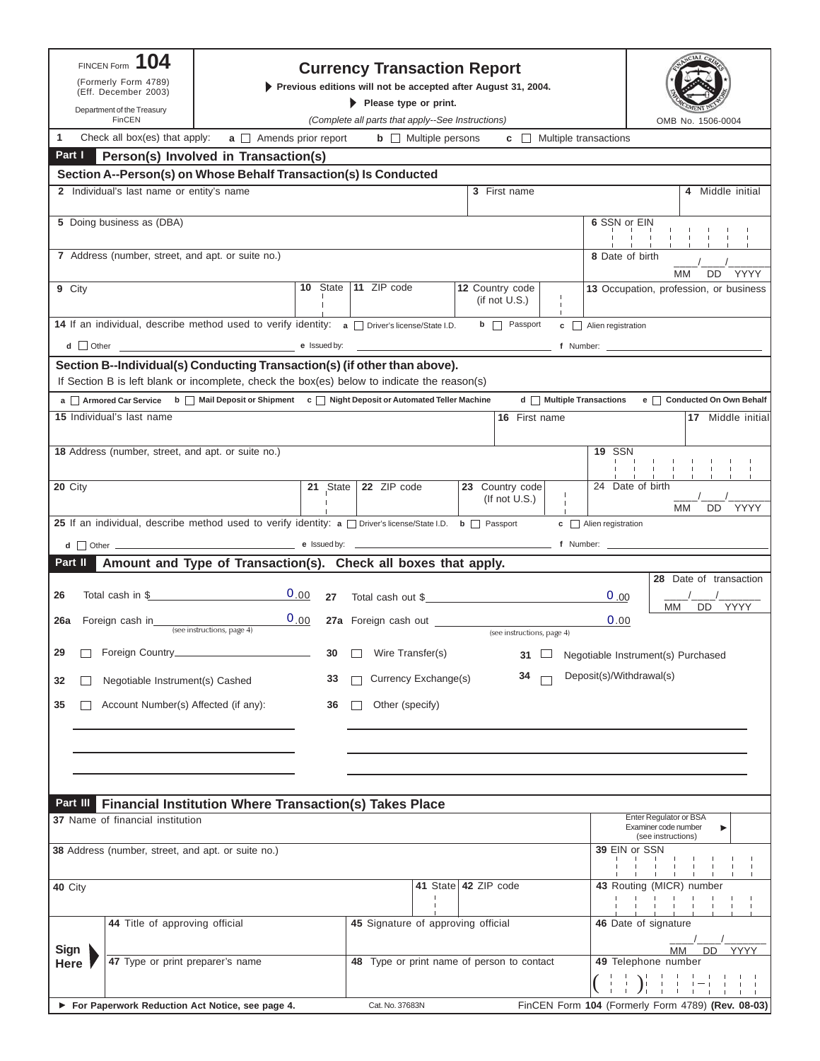FINCEN Form **104**

(Formerly Form 4789)
(Eff. December 2003)

Department of the Treasury
FinCEN

# Currency Transaction Report

▶ **Previous editions will not be accepted after August 31, 2004.**

▶ **Please type or print.**

*(Complete all parts that apply--See Instructions)*

OMB No. 1506-0004

**1** Check all box(es) that apply: **a** ☐ Amends prior report **b** ☐ Multiple persons **c** ☐ Multiple transactions

## Part I Person(s) Involved in Transaction(s)

### Section A--Person(s) on Whose Behalf Transaction(s) Is Conducted

**2** Individual's last name or entity's name | **3** First name | **4** Middle initial

**5** Doing business as (DBA) | **6** SSN or EIN

**7** Address (number, street, and apt. or suite no.) | **8** Date of birth ___/___/_____ MM DD YYYY

**9** City | **10** State | **11** ZIP code | **12** Country code (if not U.S.) | **13** Occupation, profession, or business

**14** If an individual, describe method used to verify identity: **a** ☐ Driver's license/State I.D. **b** ☐ Passport **c** ☐ Alien registration

**d** ☐ Other ____________ **e** Issued by: ____________ **f** Number: ____________

### Section B--Individual(s) Conducting Transaction(s) (if other than above).

If Section B is left blank or incomplete, check the box(es) below to indicate the reason(s)

**a** ☐ **Armored Car Service** **b** ☐ **Mail Deposit or Shipment** **c** ☐ **Night Deposit or Automated Teller Machine** **d** ☐ **Multiple Transactions** **e** ☐ **Conducted On Own Behalf**

**15** Individual's last name | **16** First name | **17** Middle initial

**18** Address (number, street, and apt. or suite no.) | **19** SSN

**20** City | **21** State | **22** ZIP code | **23** Country code (If not U.S.) | **24** Date of birth ___/___/_____ MM DD YYYY

**25** If an individual, describe method used to verify identity: **a** ☐ Driver's license/State I.D. **b** ☐ Passport **c** ☐ Alien registration

**d** ☐ Other ____________ **e** Issued by: ____________ **f** Number: ____________

## Part II Amount and Type of Transaction(s). Check all boxes that apply.

**26** Total cash in $ 0.00 | **27** Total cash out $ 0.00 | **28** Date of transaction ___/___/_____ MM DD YYYY

**26a** Foreign cash in 0.00 (see instructions, page 4) | **27a** Foreign cash out 0.00 (see instructions, page 4)

**29** ☐ Foreign Country____________ **30** ☐ Wire Transfer(s) **31** ☐ Negotiable Instrument(s) Purchased

**32** ☐ Negotiable Instrument(s) Cashed **33** ☐ Currency Exchange(s) **34** ☐ Deposit(s)/Withdrawal(s)

**35** ☐ Account Number(s) Affected (if any): **36** ☐ Other (specify)

## Part III Financial Institution Where Transaction(s) Takes Place

**37** Name of financial institution | Enter Regulator or BSA Examiner code number (see instructions) ▶

**38** Address (number, street, and apt. or suite no.) | **39** EIN or SSN

**40** City | **41** State | **42** ZIP code | **43** Routing (MICR) number

**Sign Here** ▶

**44** Title of approving official | **45** Signature of approving official | **46** Date of signature ___/___/_____ MM DD YYYY

**47** Type or print preparer's name | **48** Type or print name of person to contact | **49** Telephone number ( )

▶ **For Paperwork Reduction Act Notice, see page 4.** Cat. No. 37683N FinCEN Form **104** (Formerly Form 4789) **(Rev. 08-03)**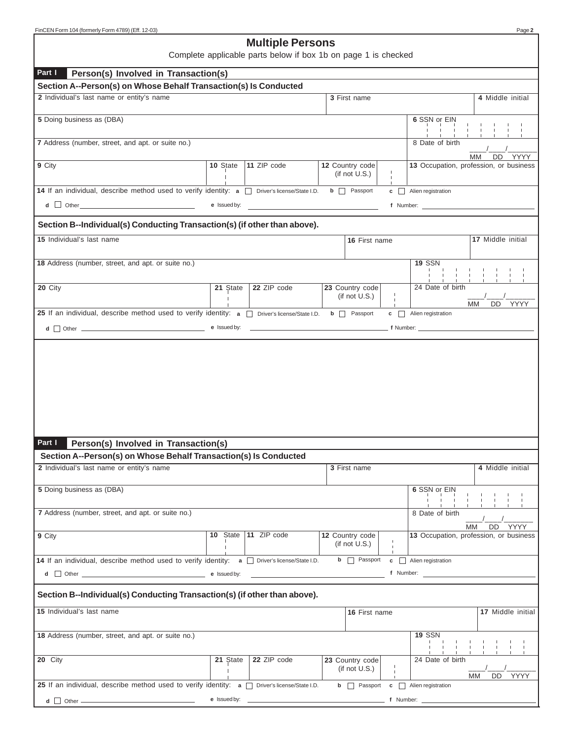# Multiple Persons

Complete applicable parts below if box 1b on page 1 is checked

## Part I Person(s) Involved in Transaction(s)

### Section A--Person(s) on Whose Behalf Transaction(s) Is Conducted

| **2** Individual's last name or entity's name | **3** First name | **4** Middle initial |
|---|---|---|
| **5** Doing business as (DBA) | | **6** SSN or EIN |
| **7** Address (number, street, and apt. or suite no.) | | 8 Date of birth ____/____/________ MM DD YYYY |
| **9** City | **10** State **11** ZIP code **12** Country code (if not U.S.) | **13** Occupation, profession, or business |

**14** If an individual, describe method used to verify identity: **a** ☐ Driver's license/State I.D. **b** ☐ Passport **c** ☐ Alien registration

**d** ☐ Other ________________ **e** Issued by: ________________ **f** Number: ________________

### Section B--Individual(s) Conducting Transaction(s) (if other than above).

| **15** Individual's last name | **16** First name | **17** Middle initial |
|---|---|---|
| **18** Address (number, street, and apt. or suite no.) | | **19** SSN |
| **20** City | **21** State **22** ZIP code **23** Country code (if not U.S.) | 24 Date of birth ____/____/________ MM DD YYYY |

**25** If an individual, describe method used to verify identity: **a** ☐ Driver's license/State I.D. **b** ☐ Passport **c** ☐ Alien registration

**d** ☐ Other ________________ **e** Issued by: ________________ **f** Number: ________________

## Part I Person(s) Involved in Transaction(s)

### Section A--Person(s) on Whose Behalf Transaction(s) Is Conducted

| **2** Individual's last name or entity's name | **3** First name | **4** Middle initial |
|---|---|---|
| **5** Doing business as (DBA) | | **6** SSN or EIN |
| **7** Address (number, street, and apt. or suite no.) | | 8 Date of birth ____/____/________ MM DD YYYY |
| **9** City | **10** State **11** ZIP code **12** Country code (if not U.S.) | **13** Occupation, profession, or business |

**14** If an individual, describe method used to verify identity: **a** ☐ Driver's license/State I.D. **b** ☐ Passport **c** ☐ Alien registration

**d** ☐ Other ________________ **e** Issued by: ________________ **f** Number: ________________

### Section B--Individual(s) Conducting Transaction(s) (if other than above).

| **15** Individual's last name | **16** First name | **17** Middle initial |
|---|---|---|
| **18** Address (number, street, and apt. or suite no.) | | **19** SSN |
| **20** City | **21** State **22** ZIP code **23** Country code (if not U.S.) | 24 Date of birth ____/____/________ MM DD YYYY |

**25** If an individual, describe method used to verify identity: **a** ☐ Driver's license/State I.D. **b** ☐ Passport **c** ☐ Alien registration

**d** ☐ Other ________________ **e** Issued by: ________________ **f** Number: ________________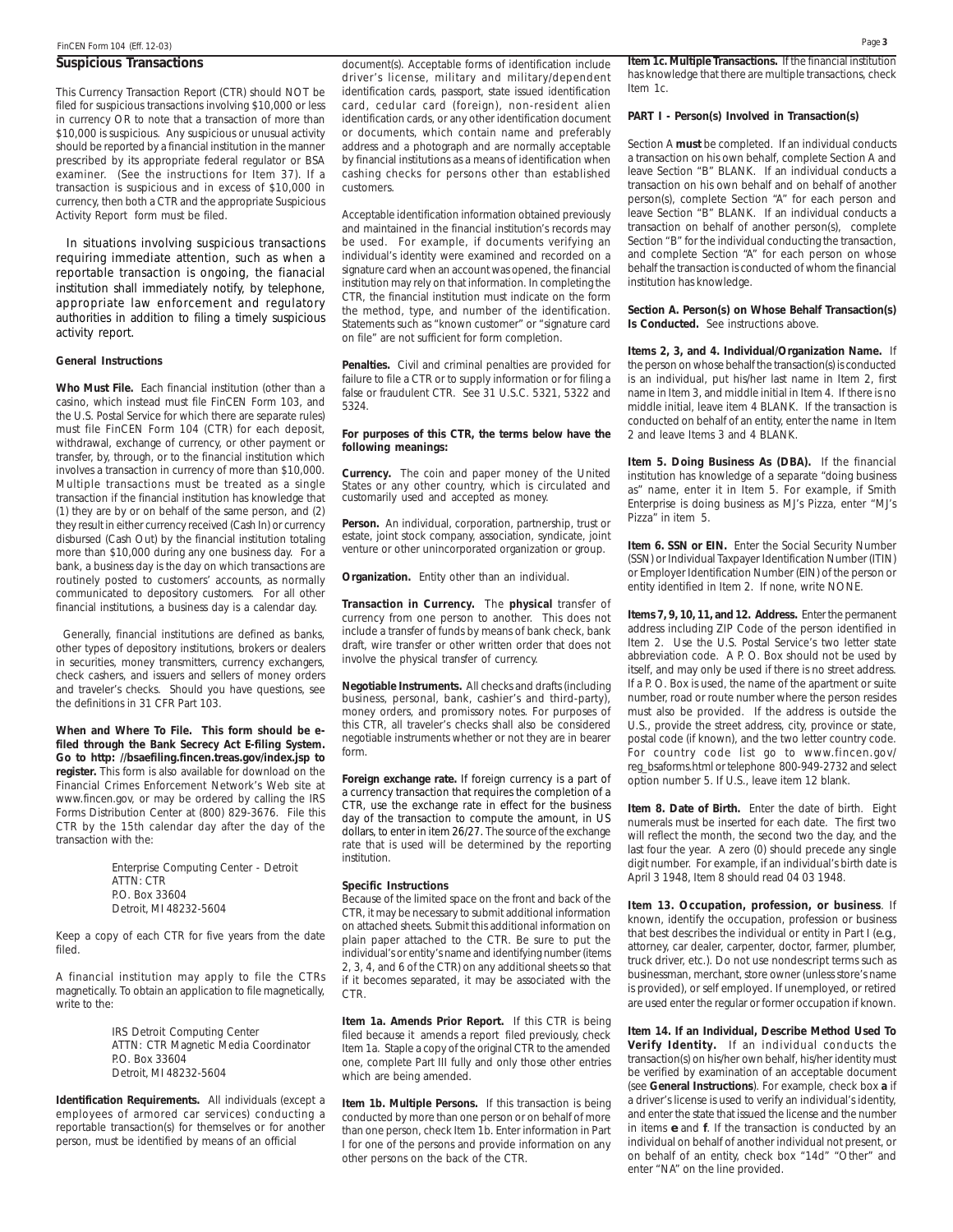## Suspicious Transactions

This Currency Transaction Report (CTR) should NOT be filed for suspicious transactions involving $10,000 or less in currency OR to note that a transaction of more than $10,000 is suspicious. Any suspicious or unusual activity should be reported by a financial institution in the manner prescribed by its appropriate federal regulator or BSA examiner. (See the instructions for Item 37). If a transaction is suspicious and in excess of $10,000 in currency, then both a CTR and the appropriate Suspicious Activity Report form must be filed.

In situations involving suspicious transactions requiring immediate attention, such as when a reportable transaction is ongoing, the fianacial institution shall immediately notify, by telephone, appropriate law enforcement and regulatory authorities in addition to filing a timely suspicious activity report.

### General Instructions

**Who Must File.** Each financial institution (other than a casino, which instead must file FinCEN Form 103, and the U.S. Postal Service for which there are separate rules) must file FinCEN Form 104 (CTR) for each deposit, withdrawal, exchange of currency, or other payment or transfer, by, through, or to the financial institution which involves a transaction in currency of more than $10,000. Multiple transactions must be treated as a single transaction if the financial institution has knowledge that (1) they are by or on behalf of the same person, and (2) they result in either currency received (Cash In) or currency disbursed (Cash Out) by the financial institution totaling more than $10,000 during any one business day. For a bank, a business day is the day on which transactions are routinely posted to customers' accounts, as normally communicated to depository customers. For all other financial institutions, a business day is a calendar day.

Generally, financial institutions are defined as banks, other types of depository institutions, brokers or dealers in securities, money transmitters, currency exchangers, check cashers, and issuers and sellers of money orders and traveler's checks. Should you have questions, see the definitions in 31 CFR Part 103.

**When and Where To File. This form should be e-filed through the Bank Secrecy Act E-filing System. Go to http: //bsaefiling.fincen.treas.gov/index.jsp to register.** This form is also available for download on the Financial Crimes Enforcement Network's Web site at www.fincen.gov, or may be ordered by calling the IRS Forms Distribution Center at (800) 829-3676. File this CTR by the 15th calendar day after the day of the transaction with the:

Enterprise Computing Center - Detroit
ATTN: CTR
P.O. Box 33604
Detroit, MI 48232-5604

Keep a copy of each CTR for five years from the date filed.

A financial institution may apply to file the CTRs magnetically. To obtain an application to file magnetically, write to the:

IRS Detroit Computing Center
ATTN: CTR Magnetic Media Coordinator
P.O. Box 33604
Detroit, MI 48232-5604

**Identification Requirements.** All individuals (except a employees of armored car services) conducting a reportable transaction(s) for themselves or for another person, must be identified by means of an official document(s). Acceptable forms of identification include driver's license, military and military/dependent identification cards, passport, state issued identification card, cedular card (foreign), non-resident alien identification cards, or any other identification document or documents, which contain name and preferably address and a photograph and are normally acceptable by financial institutions as a means of identification when cashing checks for persons other than established customers.

Acceptable identification information obtained previously and maintained in the financial institution's records may be used. For example, if documents verifying an individual's identity were examined and recorded on a signature card when an account was opened, the financial institution may rely on that information. In completing the CTR, the financial institution must indicate on the form the method, type, and number of the identification. Statements such as "known customer" or "signature card on file" are not sufficient for form completion.

**Penalties.** Civil and criminal penalties are provided for failure to file a CTR or to supply information or for filing a false or fraudulent CTR. See 31 U.S.C. 5321, 5322 and 5324.

**For purposes of this CTR, the terms below have the following meanings:**

**Currency.** The coin and paper money of the United States or any other country, which is circulated and customarily used and accepted as money.

**Person.** An individual, corporation, partnership, trust or estate, joint stock company, association, syndicate, joint venture or other unincorporated organization or group.

**Organization.** Entity other than an individual.

**Transaction in Currency.** The **physical** transfer of currency from one person to another. This does not include a transfer of funds by means of bank check, bank draft, wire transfer or other written order that does not involve the physical transfer of currency.

**Negotiable Instruments.** All checks and drafts (including business, personal, bank, cashier's and third-party), money orders, and promissory notes. For purposes of this CTR, all traveler's checks shall also be considered negotiable instruments whether or not they are in bearer form.

**Foreign exchange rate.** If foreign currency is a part of a currency transaction that requires the completion of a CTR, use the exchange rate in effect for the business day of the transaction to compute the amount, in US dollars, to enter in item 26/27. The source of the exchange rate that is used will be determined by the reporting institution.

### Specific Instructions

Because of the limited space on the front and back of the CTR, it may be necessary to submit additional information on attached sheets. Submit this additional information on plain paper attached to the CTR. Be sure to put the individual's or entity's name and identifying number (items 2, 3, 4, and 6 of the CTR) on any additional sheets so that if it becomes separated, it may be associated with the CTR.

**Item 1a. Amends Prior Report.** If this CTR is being filed because it amends a report filed previously, check Item 1a. Staple a copy of the original CTR to the amended one, complete Part III fully and only those other entries which are being amended.

**Item 1b. Multiple Persons.** If this transaction is being conducted by more than one person or on behalf of more than one person, check Item 1b. Enter information in Part I for one of the persons and provide information on any other persons on the back of the CTR.

**Item 1c. Multiple Transactions.** If the financial institution has knowledge that there are multiple transactions, check Item 1c.

**PART I - Person(s) Involved in Transaction(s)**

Section A **must** be completed. If an individual conducts a transaction on his own behalf, complete Section A and leave Section "B" BLANK. If an individual conducts a transaction on his own behalf and on behalf of another person(s), complete Section "A" for each person and leave Section "B" BLANK. If an individual conducts a transaction on behalf of another person(s), complete Section "B" for the individual conducting the transaction, and complete Section "A" for each person on whose behalf the transaction is conducted of whom the financial institution has knowledge.

**Section A. Person(s) on Whose Behalf Transaction(s) Is Conducted.** See instructions above.

**Items 2, 3, and 4. Individual/Organization Name.** If the person on whose behalf the transaction(s) is conducted is an individual, put his/her last name in Item 2, first name in Item 3, and middle initial in Item 4. If there is no middle initial, leave item 4 BLANK. If the transaction is conducted on behalf of an entity, enter the name in Item 2 and leave Items 3 and 4 BLANK.

**Item 5. Doing Business As (DBA).** If the financial institution has knowledge of a separate "doing business as" name, enter it in Item 5. For example, if Smith Enterprise is doing business as MJ's Pizza, enter "MJ's Pizza" in item 5.

**Item 6. SSN or EIN.** Enter the Social Security Number (SSN) or Individual Taxpayer Identification Number (ITIN) or Employer Identification Number (EIN) of the person or entity identified in Item 2. If none, write NONE.

**Items 7, 9, 10, 11, and 12. Address.** Enter the permanent address including ZIP Code of the person identified in Item 2. Use the U.S. Postal Service's two letter state abbreviation code. A P. O. Box should not be used by itself, and may only be used if there is no street address. If a P. O. Box is used, the name of the apartment or suite number, road or route number where the person resides must also be provided. If the address is outside the U.S., provide the street address, city, province or state, postal code (if known), and the two letter country code. For country code list go to www.fincen.gov/reg_bsaforms.html or telephone 800-949-2732 and select option number 5. If U.S., leave item 12 blank.

**Item 8. Date of Birth.** Enter the date of birth. Eight numerals must be inserted for each date. The first two will reflect the month, the second two the day, and the last four the year. A zero (0) should precede any single digit number. For example, if an individual's birth date is April 3 1948, Item 8 should read 04 03 1948.

**Item 13. Occupation, profession, or business**. If known, identify the occupation, profession or business that best describes the individual or entity in Part I (e.g., attorney, car dealer, carpenter, doctor, farmer, plumber, truck driver, etc.). Do not use nondescript terms such as businessman, merchant, store owner (unless store's name is provided), or self employed. If unemployed, or retired are used enter the regular or former occupation if known.

**Item 14. If an Individual, Describe Method Used To Verify Identity.** If an individual conducts the transaction(s) on his/her own behalf, his/her identity must be verified by examination of an acceptable document (see **General Instructions**). For example, check box **a** if a driver's license is used to verify an individual's identity, and enter the state that issued the license and the number in items **e** and **f**. If the transaction is conducted by an individual on behalf of another individual not present, or on behalf of an entity, check box "14d" "Other" and enter "NA" on the line provided.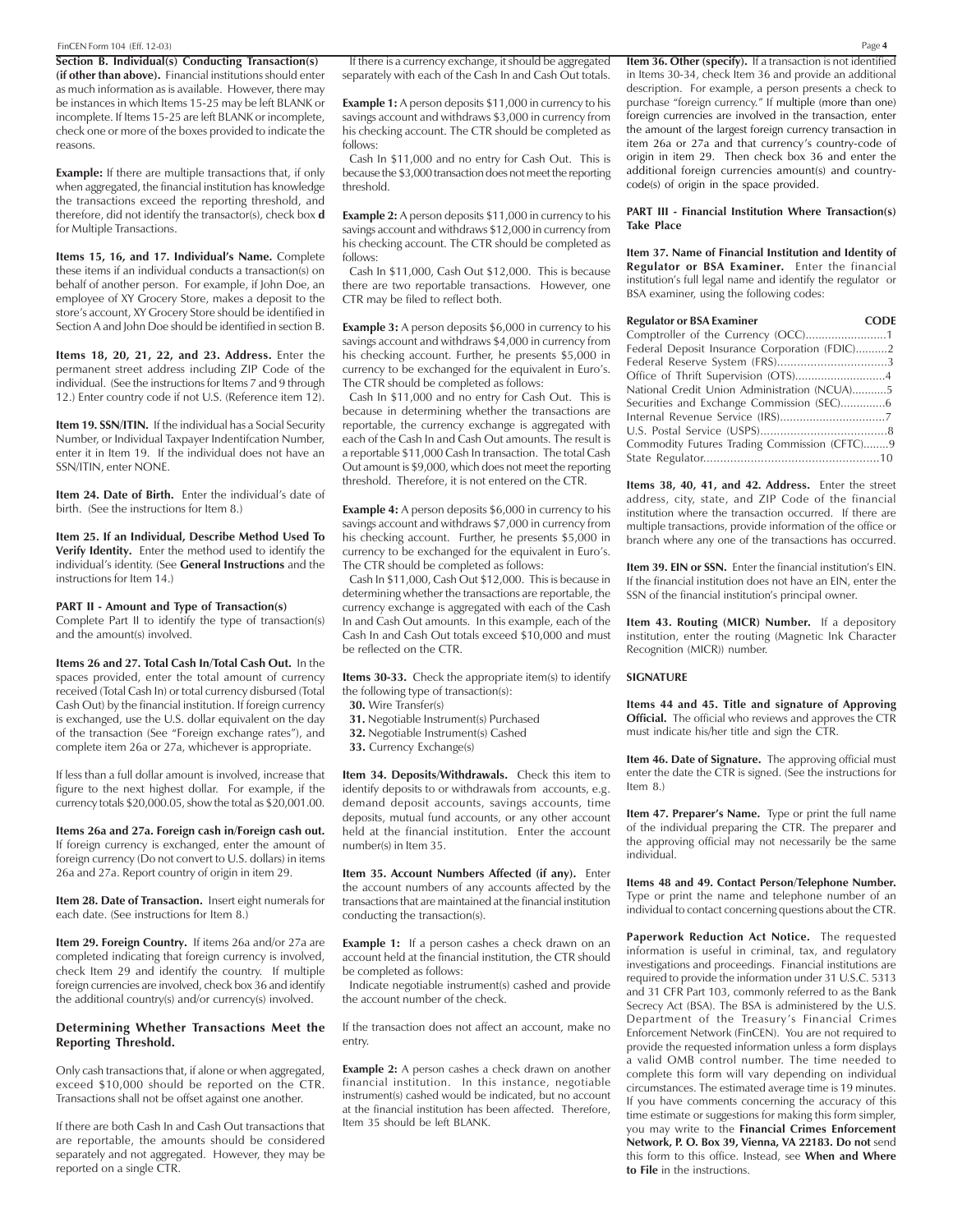**Section B. Individual(s) Conducting Transaction(s) (if other than above).** Financial institutions should enter as much information as is available. However, there may be instances in which Items 15-25 may be left BLANK or incomplete. If Items 15-25 are left BLANK or incomplete, check one or more of the boxes provided to indicate the reasons.

**Example:** If there are multiple transactions that, if only when aggregated, the financial institution has knowledge the transactions exceed the reporting threshold, and therefore, did not identify the transactor(s), check box **d** for Multiple Transactions.

**Items 15, 16, and 17. Individual's Name.** Complete these items if an individual conducts a transaction(s) on behalf of another person. For example, if John Doe, an employee of XY Grocery Store, makes a deposit to the store's account, XY Grocery Store should be identified in Section A and John Doe should be identified in section B.

**Items 18, 20, 21, 22, and 23. Address.** Enter the permanent street address including ZIP Code of the individual. (See the instructions for Items 7 and 9 through 12.) Enter country code if not U.S. (Reference item 12).

**Item 19. SSN/ITIN.** If the individual has a Social Security Number, or Individual Taxpayer Indentifcation Number, enter it in Item 19. If the individual does not have an SSN/ITIN, enter NONE.

**Item 24. Date of Birth.** Enter the individual's date of birth. (See the instructions for Item 8.)

**Item 25. If an Individual, Describe Method Used To Verify Identity.** Enter the method used to identify the individual's identity. (See **General Instructions** and the instructions for Item 14.)

**PART II - Amount and Type of Transaction(s)**

Complete Part II to identify the type of transaction(s) and the amount(s) involved.

**Items 26 and 27. Total Cash In/Total Cash Out.** In the spaces provided, enter the total amount of currency received (Total Cash In) or total currency disbursed (Total Cash Out) by the financial institution. If foreign currency is exchanged, use the U.S. dollar equivalent on the day of the transaction (See "Foreign exchange rates"), and complete item 26a or 27a, whichever is appropriate.

If less than a full dollar amount is involved, increase that figure to the next highest dollar. For example, if the currency totals $20,000.05, show the total as $20,001.00.

**Items 26a and 27a. Foreign cash in/Foreign cash out.** If foreign currency is exchanged, enter the amount of foreign currency (Do not convert to U.S. dollars) in items 26a and 27a. Report country of origin in item 29.

**Item 28. Date of Transaction.** Insert eight numerals for each date. (See instructions for Item 8.)

**Item 29. Foreign Country.** If items 26a and/or 27a are completed indicating that foreign currency is involved, check Item 29 and identify the country. If multiple foreign currencies are involved, check box 36 and identify the additional country(s) and/or currency(s) involved.

### Determining Whether Transactions Meet the Reporting Threshold.

Only cash transactions that, if alone or when aggregated, exceed $10,000 should be reported on the CTR. Transactions shall not be offset against one another.

If there are both Cash In and Cash Out transactions that are reportable, the amounts should be considered separately and not aggregated. However, they may be reported on a single CTR.

If there is a currency exchange, it should be aggregated separately with each of the Cash In and Cash Out totals.

**Example 1:** A person deposits $11,000 in currency to his savings account and withdraws $3,000 in currency from his checking account. The CTR should be completed as follows:

Cash In $11,000 and no entry for Cash Out. This is because the $3,000 transaction does not meet the reporting threshold.

**Example 2:** A person deposits $11,000 in currency to his savings account and withdraws $12,000 in currency from his checking account. The CTR should be completed as follows:

Cash In $11,000, Cash Out $12,000. This is because there are two reportable transactions. However, one CTR may be filed to reflect both.

**Example 3:** A person deposits $6,000 in currency to his savings account and withdraws $4,000 in currency from his checking account. Further, he presents $5,000 in currency to be exchanged for the equivalent in Euro's. The CTR should be completed as follows:

Cash In $11,000 and no entry for Cash Out. This is because in determining whether the transactions are reportable, the currency exchange is aggregated with each of the Cash In and Cash Out amounts. The result is a reportable $11,000 Cash In transaction. The total Cash Out amount is $9,000, which does not meet the reporting threshold. Therefore, it is not entered on the CTR.

**Example 4:** A person deposits $6,000 in currency to his savings account and withdraws $7,000 in currency from his checking account. Further, he presents $5,000 in currency to be exchanged for the equivalent in Euro's. The CTR should be completed as follows:

Cash In $11,000, Cash Out $12,000. This is because in determining whether the transactions are reportable, the currency exchange is aggregated with each of the Cash In and Cash Out amounts. In this example, each of the Cash In and Cash Out totals exceed $10,000 and must be reflected on the CTR.

**Items 30-33.** Check the appropriate item(s) to identify the following type of transaction(s):

**30.** Wire Transfer(s)
**31.** Negotiable Instrument(s) Purchased
**32.** Negotiable Instrument(s) Cashed
**33.** Currency Exchange(s)

**Item 34. Deposits/Withdrawals.** Check this item to identify deposits to or withdrawals from accounts, e.g. demand deposit accounts, savings accounts, time deposits, mutual fund accounts, or any other account held at the financial institution. Enter the account number(s) in Item 35.

**Item 35. Account Numbers Affected (if any).** Enter the account numbers of any accounts affected by the transactions that are maintained at the financial institution conducting the transaction(s).

**Example 1:** If a person cashes a check drawn on an account held at the financial institution, the CTR should be completed as follows:

Indicate negotiable instrument(s) cashed and provide the account number of the check.

If the transaction does not affect an account, make no entry.

**Example 2:** A person cashes a check drawn on another financial institution. In this instance, negotiable instrument(s) cashed would be indicated, but no account at the financial institution has been affected. Therefore, Item 35 should be left BLANK.

**Item 36. Other (specify).** If a transaction is not identified in Items 30-34, check Item 36 and provide an additional description. For example, a person presents a check to purchase "foreign currency." If multiple (more than one) foreign currencies are involved in the transaction, enter the amount of the largest foreign currency transaction in item 26a or 27a and that currency's country-code of origin in item 29. Then check box 36 and enter the additional foreign currencies amount(s) and country-code(s) of origin in the space provided.

**PART III - Financial Institution Where Transaction(s) Take Place**

**Item 37. Name of Financial Institution and Identity of Regulator or BSA Examiner.** Enter the financial institution's full legal name and identify the regulator or BSA examiner, using the following codes:

| Regulator or BSA Examiner | CODE |
|---|---|
| Comptroller of the Currency (OCC) | 1 |
| Federal Deposit Insurance Corporation (FDIC) | 2 |
| Federal Reserve System (FRS) | 3 |
| Office of Thrift Supervision (OTS) | 4 |
| National Credit Union Administration (NCUA) | 5 |
| Securities and Exchange Commission (SEC) | 6 |
| Internal Revenue Service (IRS) | 7 |
| U.S. Postal Service (USPS) | 8 |
| Commodity Futures Trading Commission (CFTC) | 9 |
| State Regulator | 10 |

**Items 38, 40, 41, and 42. Address.** Enter the street address, city, state, and ZIP Code of the financial institution where the transaction occurred. If there are multiple transactions, provide information of the office or branch where any one of the transactions has occurred.

**Item 39. EIN or SSN.** Enter the financial institution's EIN. If the financial institution does not have an EIN, enter the SSN of the financial institution's principal owner.

**Item 43. Routing (MICR) Number.** If a depository institution, enter the routing (Magnetic Ink Character Recognition (MICR)) number.

**SIGNATURE**

**Items 44 and 45. Title and signature of Approving Official.** The official who reviews and approves the CTR must indicate his/her title and sign the CTR.

**Item 46. Date of Signature.** The approving official must enter the date the CTR is signed. (See the instructions for Item 8.)

**Item 47. Preparer's Name.** Type or print the full name of the individual preparing the CTR. The preparer and the approving official may not necessarily be the same individual.

**Items 48 and 49. Contact Person/Telephone Number.** Type or print the name and telephone number of an individual to contact concerning questions about the CTR.

**Paperwork Reduction Act Notice.** The requested information is useful in criminal, tax, and regulatory investigations and proceedings. Financial institutions are required to provide the information under 31 U.S.C. 5313 and 31 CFR Part 103, commonly referred to as the Bank Secrecy Act (BSA). The BSA is administered by the U.S. Department of the Treasury's Financial Crimes Enforcement Network (FinCEN). You are not required to provide the requested information unless a form displays a valid OMB control number. The time needed to complete this form will vary depending on individual circumstances. The estimated average time is 19 minutes. If you have comments concerning the accuracy of this time estimate or suggestions for making this form simpler, you may write to the **Financial Crimes Enforcement Network, P. O. Box 39, Vienna, VA 22183. Do not** send this form to this office. Instead, see **When and Where to File** in the instructions.